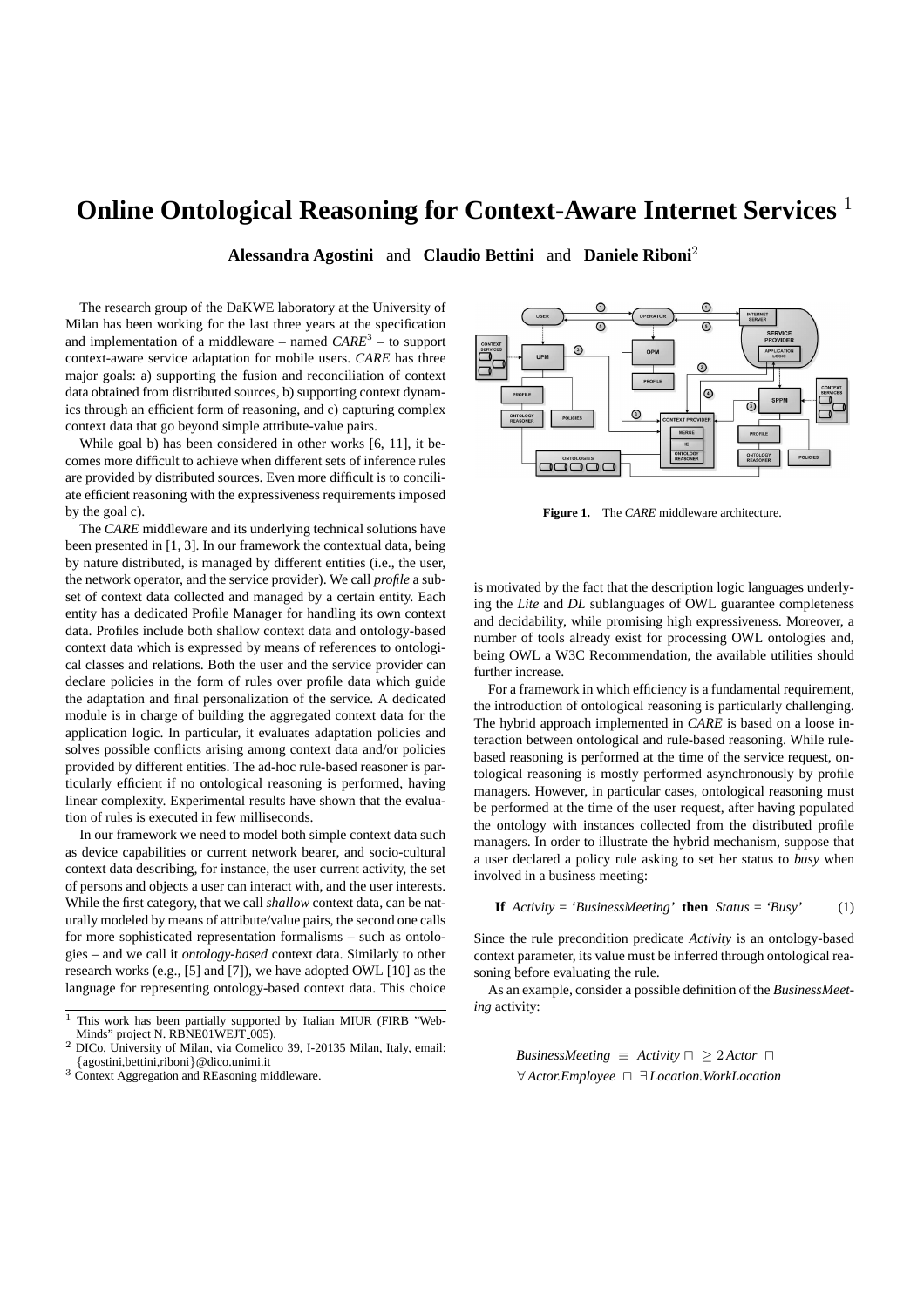# Online Ontological Reasoning for Context-Aware Internet Services [1]

**Alessandra Agostini** and **Claudio Bettini** and **Daniele Riboni**[2]

The research group of the DaKWE laboratory at the University of Milan has been working for the last three years at the specification and implementation of a middleware – named *CARE*[3] – to support context-aware service adaptation for mobile users. *CARE* has three major goals: a) supporting the fusion and reconciliation of context data obtained from distributed sources, b) supporting context dynamics through an efficient form of reasoning, and c) capturing complex context data that go beyond simple attribute-value pairs.

While goal b) has been considered in other works [6, 11], it becomes more difficult to achieve when different sets of inference rules are provided by distributed sources. Even more difficult is to conciliate efficient reasoning with the expressiveness requirements imposed by the goal c).

The *CARE* middleware and its underlying technical solutions have been presented in [1, 3]. In our framework the contextual data, being by nature distributed, is managed by different entities (i.e., the user, the network operator, and the service provider). We call *profile* a subset of context data collected and managed by a certain entity. Each entity has a dedicated Profile Manager for handling its own context data. Profiles include both shallow context data and ontology-based context data which is expressed by means of references to ontological classes and relations. Both the user and the service provider can declare policies in the form of rules over profile data which guide the adaptation and final personalization of the service. A dedicated module is in charge of building the aggregated context data for the application logic. In particular, it evaluates adaptation policies and solves possible conflicts arising among context data and/or policies provided by different entities. The ad-hoc rule-based reasoner is particularly efficient if no ontological reasoning is performed, having linear complexity. Experimental results have shown that the evaluation of rules is executed in few milliseconds.

In our framework we need to model both simple context data such as device capabilities or current network bearer, and socio-cultural context data describing, for instance, the user current activity, the set of persons and objects a user can interact with, and the user interests. While the first category, that we call *shallow* context data, can be naturally modeled by means of attribute/value pairs, the second one calls for more sophisticated representation formalisms – such as ontologies – and we call it *ontology-based* context data. Similarly to other research works (e.g., [5] and [7]), we have adopted OWL [10] as the language for representing ontology-based context data. This choice is motivated by the fact that the description logic languages underlying the *Lite* and *DL* sublanguages of OWL guarantee completeness and decidability, while promising high expressiveness. Moreover, a number of tools already exist for processing OWL ontologies and, being OWL a W3C Recommendation, the available utilities should further increase.

**Figure 1.** The *CARE* middleware architecture.

For a framework in which efficiency is a fundamental requirement, the introduction of ontological reasoning is particularly challenging. The hybrid approach implemented in *CARE* is based on a loose interaction between ontological and rule-based reasoning. While rule-based reasoning is performed at the time of the service request, ontological reasoning is mostly performed asynchronously by profile managers. However, in particular cases, ontological reasoning must be performed at the time of the user request, after having populated the ontology with instances collected from the distributed profile managers. In order to illustrate the hybrid mechanism, suppose that a user declared a policy rule asking to set her status to *busy* when involved in a business meeting:

$$\textbf{If } \ Activity = \text{'}BusinessMeeting\text{'} \ \textbf{ then } \ Status = \text{'}Busy\text{'} \qquad (1)$$

Since the rule precondition predicate *Activity* is an ontology-based context parameter, its value must be inferred through ontological reasoning before evaluating the rule.

As an example, consider a possible definition of the *BusinessMeeting* activity:

$$BusinessMeeting \ \equiv \ Activity \sqcap \ \geq 2\, Actor \ \sqcap$$
$$\forall\, Actor.Employee \ \sqcap \ \exists\, Location.WorkLocation$$

---

[1] This work has been partially supported by Italian MIUR (FIRB "Web-Minds" project N. RBNE01WEJT_005).

[2] DICo, University of Milan, via Comelico 39, I-20135 Milan, Italy, email: {agostini,bettini,riboni}@dico.unimi.it

[3] Context Aggregation and REasoning middleware.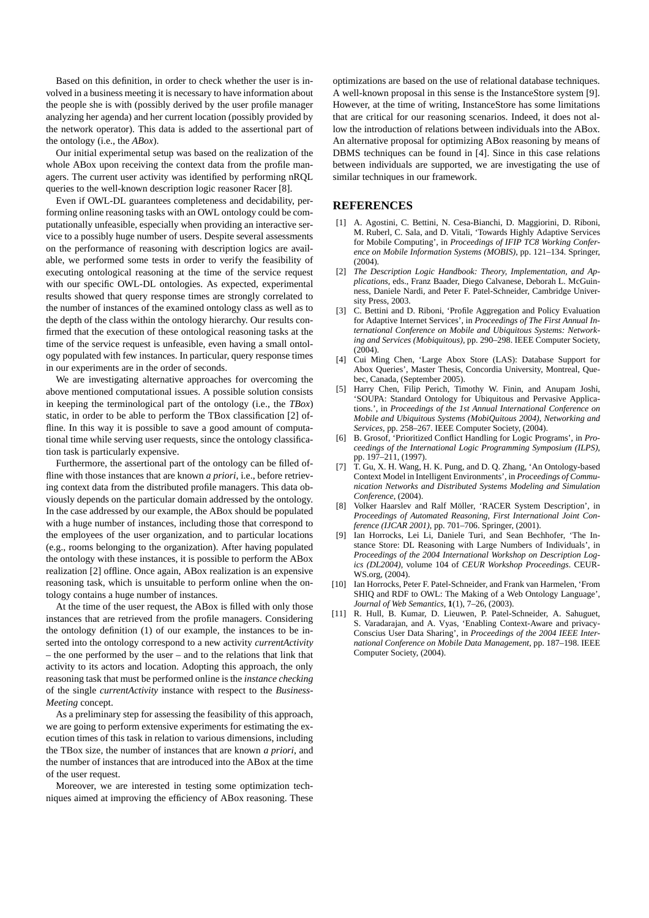Based on this definition, in order to check whether the user is involved in a business meeting it is necessary to have information about the people she is with (possibly derived by the user profile manager analyzing her agenda) and her current location (possibly provided by the network operator). This data is added to the assertional part of the ontology (i.e., the *ABox*).

Our initial experimental setup was based on the realization of the whole ABox upon receiving the context data from the profile managers. The current user activity was identified by performing nRQL queries to the well-known description logic reasoner Racer [8].

Even if OWL-DL guarantees completeness and decidability, performing online reasoning tasks with an OWL ontology could be computationally unfeasible, especially when providing an interactive service to a possibly huge number of users. Despite several assessments on the performance of reasoning with description logics are available, we performed some tests in order to verify the feasibility of executing ontological reasoning at the time of the service request with our specific OWL-DL ontologies. As expected, experimental results showed that query response times are strongly correlated to the number of instances of the examined ontology class as well as to the depth of the class within the ontology hierarchy. Our results confirmed that the execution of these ontological reasoning tasks at the time of the service request is unfeasible, even having a small ontology populated with few instances. In particular, query response times in our experiments are in the order of seconds.

We are investigating alternative approaches for overcoming the above mentioned computational issues. A possible solution consists in keeping the terminological part of the ontology (i.e., the *TBox*) static, in order to be able to perform the TBox classification [2] offline. In this way it is possible to save a good amount of computational time while serving user requests, since the ontology classification task is particularly expensive.

Furthermore, the assertional part of the ontology can be filled offline with those instances that are known *a priori*, i.e., before retrieving context data from the distributed profile managers. This data obviously depends on the particular domain addressed by the ontology. In the case addressed by our example, the ABox should be populated with a huge number of instances, including those that correspond to the employees of the user organization, and to particular locations (e.g., rooms belonging to the organization). After having populated the ontology with these instances, it is possible to perform the ABox realization [2] offline. Once again, ABox realization is an expensive reasoning task, which is unsuitable to perform online when the ontology contains a huge number of instances.

At the time of the user request, the ABox is filled with only those instances that are retrieved from the profile managers. Considering the ontology definition (1) of our example, the instances to be inserted into the ontology correspond to a new activity *currentActivity* – the one performed by the user – and to the relations that link that activity to its actors and location. Adopting this approach, the only reasoning task that must be performed online is the *instance checking* of the single *currentActivity* instance with respect to the *BusinessMeeting* concept.

As a preliminary step for assessing the feasibility of this approach, we are going to perform extensive experiments for estimating the execution times of this task in relation to various dimensions, including the TBox size, the number of instances that are known *a priori*, and the number of instances that are introduced into the ABox at the time of the user request.

Moreover, we are interested in testing some optimization techniques aimed at improving the efficiency of ABox reasoning. These optimizations are based on the use of relational database techniques. A well-known proposal in this sense is the InstanceStore system [9]. However, at the time of writing, InstanceStore has some limitations that are critical for our reasoning scenarios. Indeed, it does not allow the introduction of relations between individuals into the ABox. An alternative proposal for optimizing ABox reasoning by means of DBMS techniques can be found in [4]. Since in this case relations between individuals are supported, we are investigating the use of similar techniques in our framework.

## REFERENCES

[1] A. Agostini, C. Bettini, N. Cesa-Bianchi, D. Maggiorini, D. Riboni, M. Ruberl, C. Sala, and D. Vitali, 'Towards Highly Adaptive Services for Mobile Computing', in *Proceedings of IFIP TC8 Working Conference on Mobile Information Systems (MOBIS)*, pp. 121–134. Springer, (2004).

[2] *The Description Logic Handbook: Theory, Implementation, and Applications*, eds., Franz Baader, Diego Calvanese, Deborah L. McGuinness, Daniele Nardi, and Peter F. Patel-Schneider, Cambridge University Press, 2003.

[3] C. Bettini and D. Riboni, 'Profile Aggregation and Policy Evaluation for Adaptive Internet Services', in *Proceedings of The First Annual International Conference on Mobile and Ubiquitous Systems: Networking and Services (Mobiquitous)*, pp. 290–298. IEEE Computer Society, (2004).

[4] Cui Ming Chen, 'Large Abox Store (LAS): Database Support for Abox Queries', Master Thesis, Concordia University, Montreal, Quebec, Canada, (September 2005).

[5] Harry Chen, Filip Perich, Timothy W. Finin, and Anupam Joshi, 'SOUPA: Standard Ontology for Ubiquitous and Pervasive Applications.', in *Proceedings of the 1st Annual International Conference on Mobile and Ubiquitous Systems (MobiQuitous 2004), Networking and Services*, pp. 258–267. IEEE Computer Society, (2004).

[6] B. Grosof, 'Prioritized Conflict Handling for Logic Programs', in *Proceedings of the International Logic Programming Symposium (ILPS)*, pp. 197–211, (1997).

[7] T. Gu, X. H. Wang, H. K. Pung, and D. Q. Zhang, 'An Ontology-based Context Model in Intelligent Environments', in *Proceedings of Communication Networks and Distributed Systems Modeling and Simulation Conference*, (2004).

[8] Volker Haarslev and Ralf Möller, 'RACER System Description', in *Proceedings of Automated Reasoning, First International Joint Conference (IJCAR 2001)*, pp. 701–706. Springer, (2001).

[9] Ian Horrocks, Lei Li, Daniele Turi, and Sean Bechhofer, 'The Instance Store: DL Reasoning with Large Numbers of Individuals', in *Proceedings of the 2004 International Workshop on Description Logics (DL2004)*, volume 104 of *CEUR Workshop Proceedings*. CEUR-WS.org, (2004).

[10] Ian Horrocks, Peter F. Patel-Schneider, and Frank van Harmelen, 'From SHIQ and RDF to OWL: The Making of a Web Ontology Language', *Journal of Web Semantics*, **1**(1), 7–26, (2003).

[11] R. Hull, B. Kumar, D. Lieuwen, P. Patel-Schneider, A. Sahuguet, S. Varadarajan, and A. Vyas, 'Enabling Context-Aware and privacy-Conscius User Data Sharing', in *Proceedings of the 2004 IEEE International Conference on Mobile Data Management*, pp. 187–198. IEEE Computer Society, (2004).